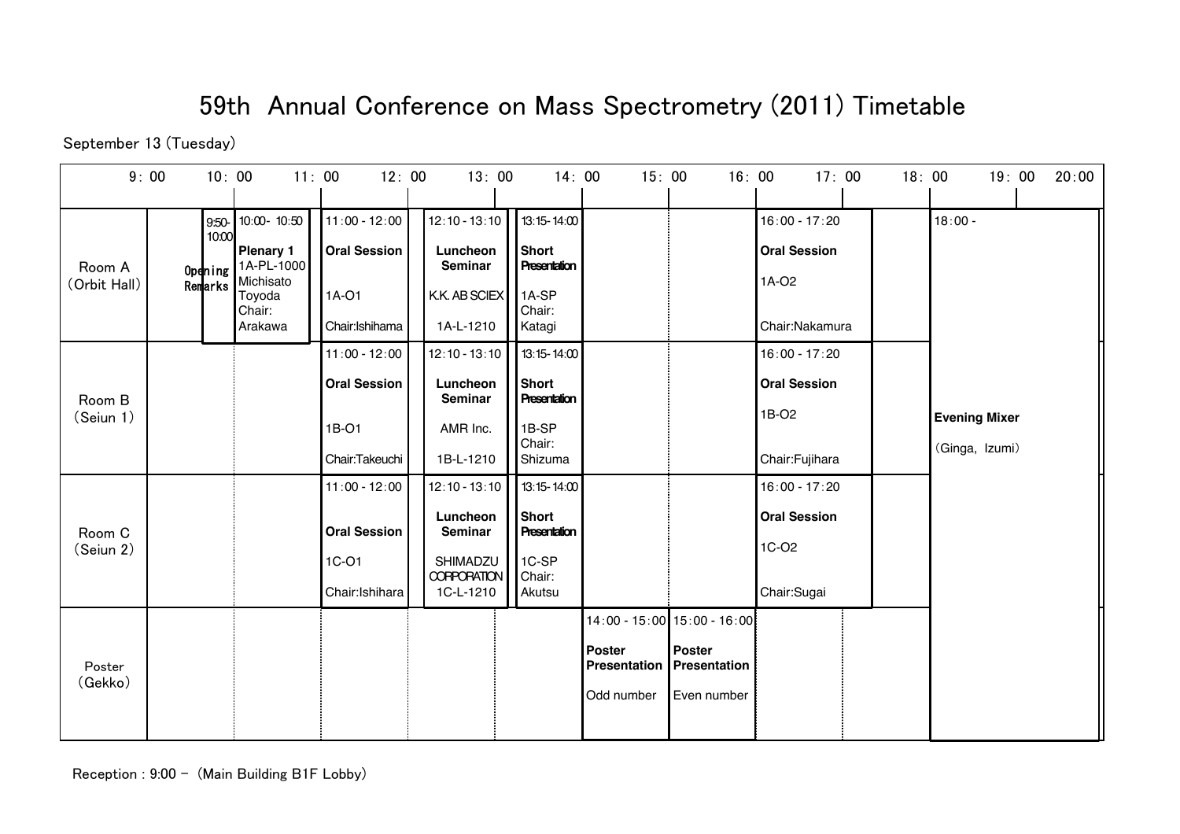# 59th Annual Conference on Mass Spectrometry (2011) Timetable

September 13 (Tuesday)

| Room | 9:50-10:00 | 10:00-10:50 | 11:00-12:00 | 12:10-13:10 | 13:15-14:00 | 14:00-15:00 | 15:00-16:00 | 16:00-17:20 | 18:00- |
|---|---|---|---|---|---|---|---|---|---|
| Room A (Orbit Hall) | Opening Remarks | **Plenary 1** 1A-PL-1000 Michisato Toyoda Chair: Arakawa | **Oral Session** 1A-O1 Chair:Ishihama | **Luncheon Seminar** K.K. AB SCIEX 1A-L-1210 | **Short Presentation** 1A-SP Chair: Katagi | | | **Oral Session** 1A-O2 Chair:Nakamura | **Evening Mixer** (Ginga, Izumi) |
| Room B (Seiun 1) | | | **Oral Session** 1B-O1 Chair:Takeuchi | **Luncheon Seminar** AMR Inc. 1B-L-1210 | **Short Presentation** 1B-SP Chair: Shizuma | | | **Oral Session** 1B-O2 Chair:Fujihara | |
| Room C (Seiun 2) | | | **Oral Session** 1C-O1 Chair:Ishihara | **Luncheon Seminar** SHIMADZU CORPORATION 1C-L-1210 | **Short Presentation** 1C-SP Chair: Akutsu | | | **Oral Session** 1C-O2 Chair:Sugai | |
| Poster (Gekko) | | | | | | **Poster Presentation** Odd number | **Poster Presentation** Even number | | |

Reception : 9:00 – (Main Building B1F Lobby)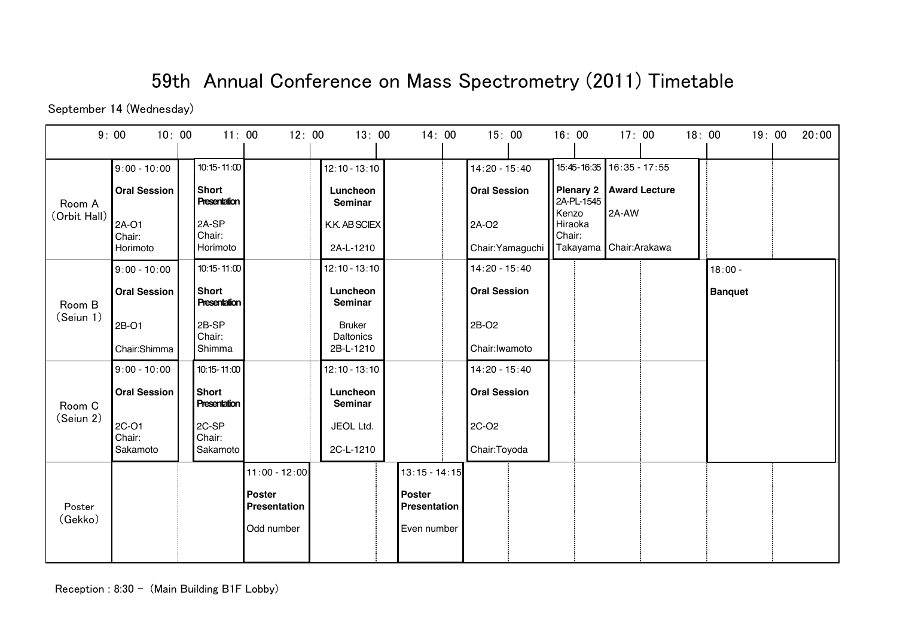# 59th Annual Conference on Mass Spectrometry (2011) Timetable

September 14 (Wednesday)

| Room | 9:00 - 10:00 | 10:15-11:00 | 11:00 - 12:00 | 12:10 - 13:10 | 13:15 - 14:15 | 14:20 - 15:40 | 15:45-16:35 | 16:35 - 17:55 | 18:00 - |
|---|---|---|---|---|---|---|---|---|---|
| Room A (Orbit Hall) | **Oral Session** 2A-O1 Chair: Horimoto | **Short Presentation** 2A-SP Chair: Horimoto | | **Luncheon Seminar** K.K. AB SCIEX 2A-L-1210 | | **Oral Session** 2A-O2 Chair:Yamaguchi | **Plenary 2** 2A-PL-1545 Kenzo Hiraoka Chair: Takayama | **Award Lecture** 2A-AW Chair:Arakawa | |
| Room B (Seiun 1) | **Oral Session** 2B-O1 Chair:Shimma | **Short Presentation** 2B-SP Chair: Shimma | | **Luncheon Seminar** Bruker Daltonics 2B-L-1210 | | **Oral Session** 2B-O2 Chair:Iwamoto | | | **Banquet** |
| Room C (Seiun 2) | **Oral Session** 2C-O1 Chair: Sakamoto | **Short Presentation** 2C-SP Chair: Sakamoto | | **Luncheon Seminar** JEOL Ltd. 2C-L-1210 | | **Oral Session** 2C-O2 Chair:Toyoda | | | |
| Poster (Gekko) | | | **Poster Presentation** Odd number | | **Poster Presentation** Even number | | | | |

Reception : 8:30 − (Main Building B1F Lobby)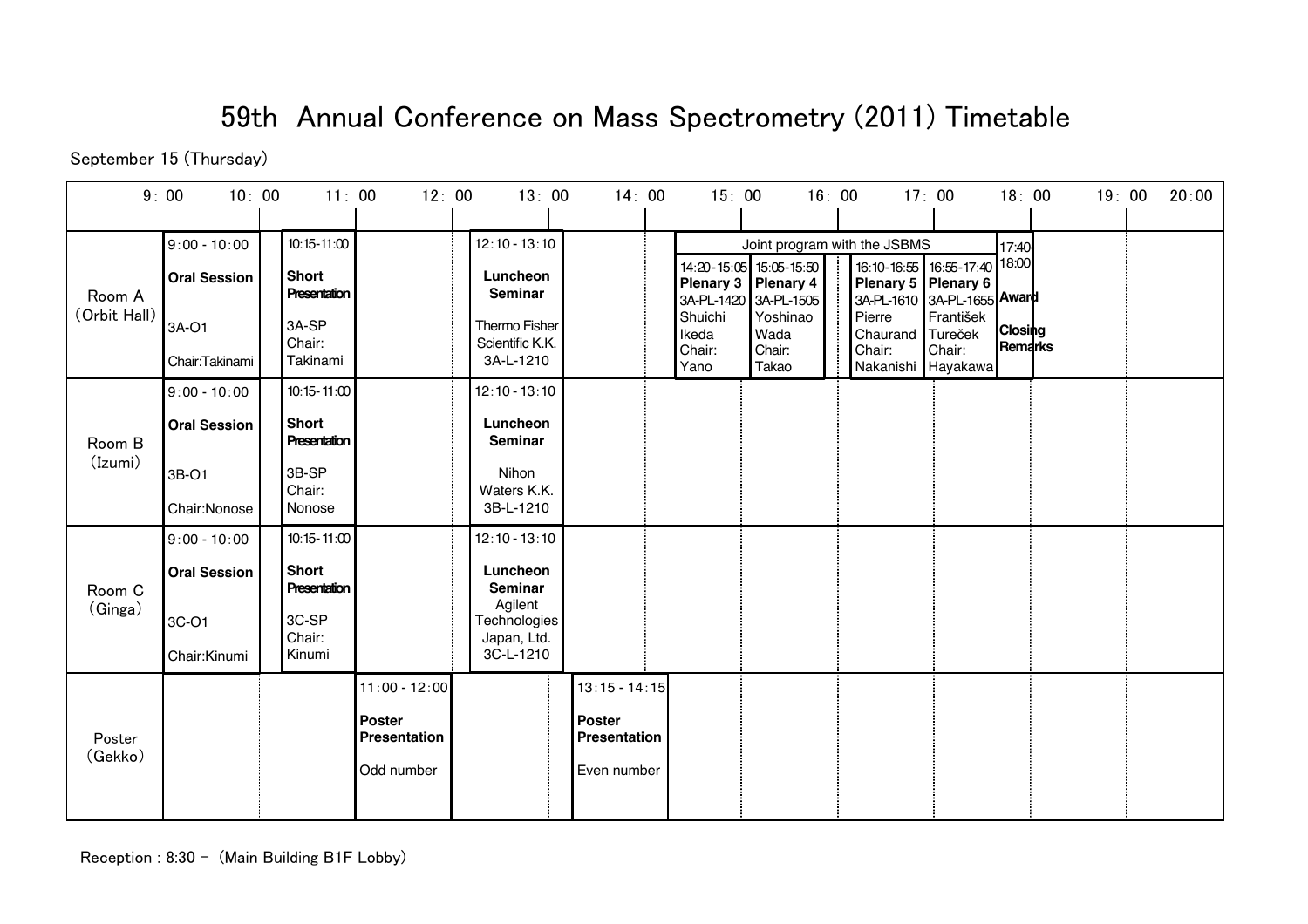# 59th Annual Conference on Mass Spectrometry (2011) Timetable

September 15 (Thursday)

| | 9:00 - 10:00 | 10:15-11:00 | 11:00 - 12:00 | 12:10 - 13:10 | 13:15 - 14:15 | 14:20-15:05 | 15:05-15:50 | 16:10-16:55 | 16:55-17:40 | 17:40-18:00 |
|---|---|---|---|---|---|---|---|---|---|---|
| Room A (Orbit Hall) | **Oral Session** 3A-O1 Chair:Takinami | **Short Presentation** 3A-SP Chair: Takinami | | **Luncheon Seminar** Thermo Fisher Scientific K.K. 3A-L-1210 | | Joint program with the JSBMS: **Plenary 3** 3A-PL-1420 Shuichi Ikeda Chair: Yano | **Plenary 4** 3A-PL-1505 Yoshinao Wada Chair: Takao | **Plenary 5** 3A-PL-1610 Pierre Chaurand Chair: Nakanishi | **Plenary 6** 3A-PL-1655 František Tureček Chair: Hayakawa | **Award** **Closing Remarks** |
| Room B (Izumi) | **Oral Session** 3B-O1 Chair:Nonose | **Short Presentation** 3B-SP Chair: Nonose | | **Luncheon Seminar** Nihon Waters K.K. 3B-L-1210 | | | | | | |
| Room C (Ginga) | **Oral Session** 3C-O1 Chair:Kinumi | **Short Presentation** 3C-SP Chair: Kinumi | | **Luncheon Seminar** Agilent Technologies Japan, Ltd. 3C-L-1210 | | | | | | |
| Poster (Gekko) | | | **Poster Presentation** Odd number | | **Poster Presentation** Even number | | | | | |

Reception : 8:30 − (Main Building B1F Lobby)